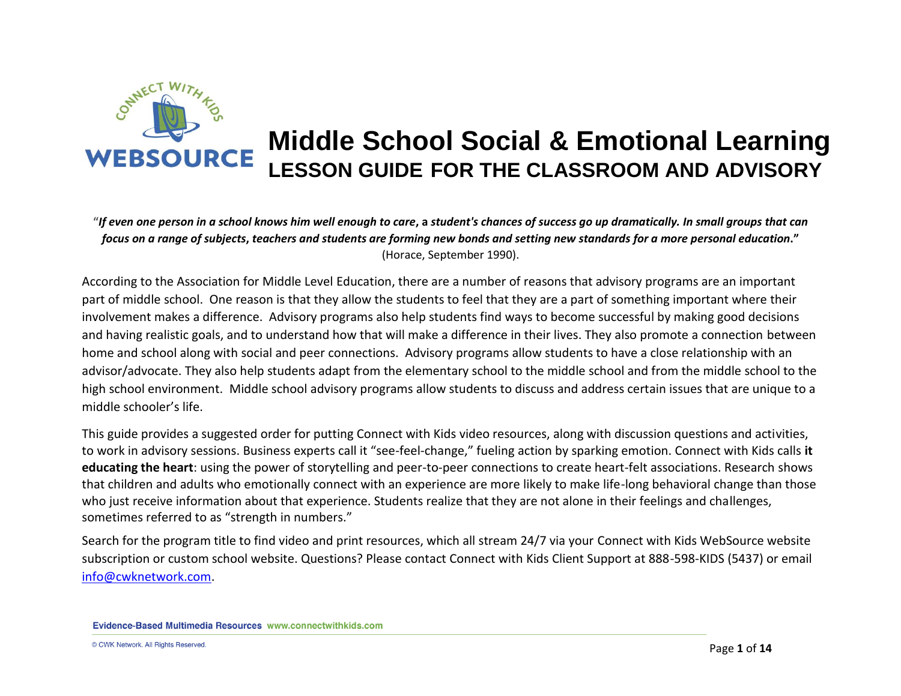# Middle School Social & Emotional Learning

## LESSON GUIDE FOR THE CLASSROOM AND ADVISORY

"***If even one person in a school knows him well enough to care*, a *student's chances of success go up dramatically. In small groups that can focus on a range of subjects, teachers and students are forming new bonds and setting new standards for a more personal education*.**" (Horace, September 1990).

According to the Association for Middle Level Education, there are a number of reasons that advisory programs are an important part of middle school. One reason is that they allow the students to feel that they are a part of something important where their involvement makes a difference. Advisory programs also help students find ways to become successful by making good decisions and having realistic goals, and to understand how that will make a difference in their lives. They also promote a connection between home and school along with social and peer connections. Advisory programs allow students to have a close relationship with an advisor/advocate. They also help students adapt from the elementary school to the middle school and from the middle school to the high school environment. Middle school advisory programs allow students to discuss and address certain issues that are unique to a middle schooler's life.

This guide provides a suggested order for putting Connect with Kids video resources, along with discussion questions and activities, to work in advisory sessions. Business experts call it "see-feel-change," fueling action by sparking emotion. Connect with Kids calls **it educating the heart**: using the power of storytelling and peer-to-peer connections to create heart-felt associations. Research shows that children and adults who emotionally connect with an experience are more likely to make life-long behavioral change than those who just receive information about that experience. Students realize that they are not alone in their feelings and challenges, sometimes referred to as "strength in numbers."

Search for the program title to find video and print resources, which all stream 24/7 via your Connect with Kids WebSource website subscription or custom school website. Questions? Please contact Connect with Kids Client Support at 888-598-KIDS (5437) or email info@cwknetwork.com.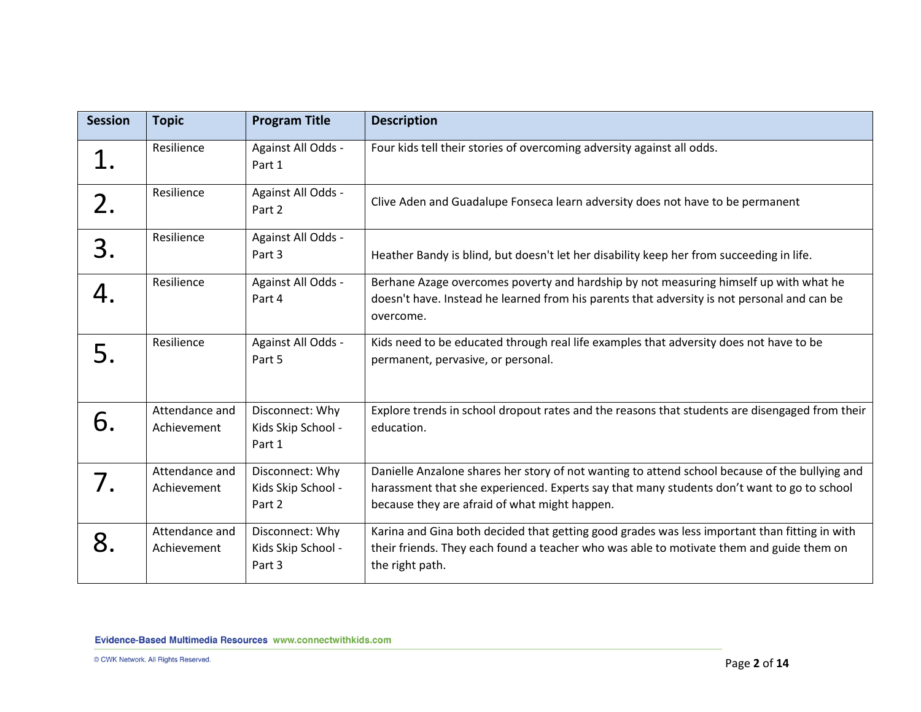| Session | Topic | Program Title | Description |
| --- | --- | --- | --- |
| 1. | Resilience | Against All Odds - Part 1 | Four kids tell their stories of overcoming adversity against all odds. |
| 2. | Resilience | Against All Odds - Part 2 | Clive Aden and Guadalupe Fonseca learn adversity does not have to be permanent |
| 3. | Resilience | Against All Odds - Part 3 | Heather Bandy is blind, but doesn't let her disability keep her from succeeding in life. |
| 4. | Resilience | Against All Odds - Part 4 | Berhane Azage overcomes poverty and hardship by not measuring himself up with what he doesn't have. Instead he learned from his parents that adversity is not personal and can be overcome. |
| 5. | Resilience | Against All Odds - Part 5 | Kids need to be educated through real life examples that adversity does not have to be permanent, pervasive, or personal. |
| 6. | Attendance and Achievement | Disconnect: Why Kids Skip School - Part 1 | Explore trends in school dropout rates and the reasons that students are disengaged from their education. |
| 7. | Attendance and Achievement | Disconnect: Why Kids Skip School - Part 2 | Danielle Anzalone shares her story of not wanting to attend school because of the bullying and harassment that she experienced. Experts say that many students don't want to go to school because they are afraid of what might happen. |
| 8. | Attendance and Achievement | Disconnect: Why Kids Skip School - Part 3 | Karina and Gina both decided that getting good grades was less important than fitting in with their friends. They each found a teacher who was able to motivate them and guide them on the right path. |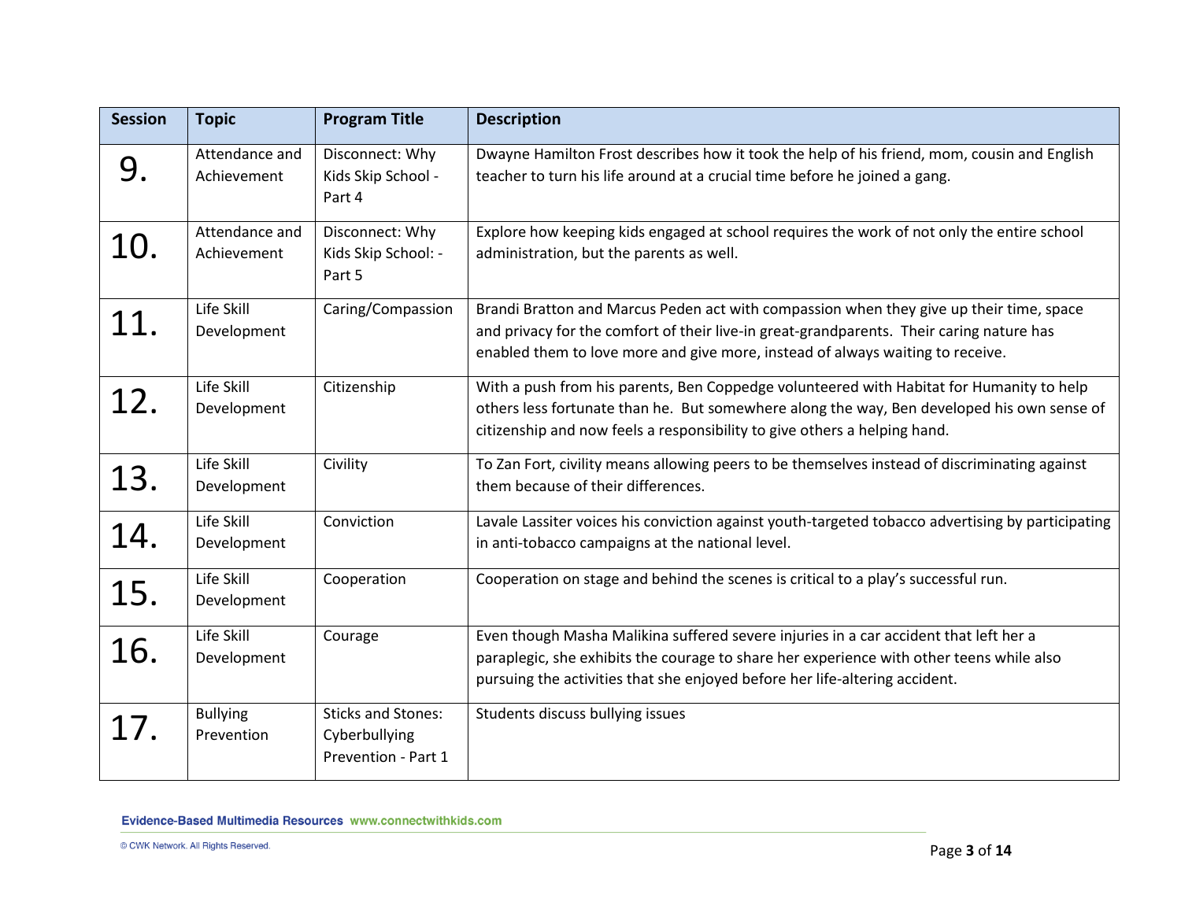| Session | Topic | Program Title | Description |
|---|---|---|---|
| 9. | Attendance and Achievement | Disconnect: Why Kids Skip School - Part 4 | Dwayne Hamilton Frost describes how it took the help of his friend, mom, cousin and English teacher to turn his life around at a crucial time before he joined a gang. |
| 10. | Attendance and Achievement | Disconnect: Why Kids Skip School: - Part 5 | Explore how keeping kids engaged at school requires the work of not only the entire school administration, but the parents as well. |
| 11. | Life Skill Development | Caring/Compassion | Brandi Bratton and Marcus Peden act with compassion when they give up their time, space and privacy for the comfort of their live-in great-grandparents. Their caring nature has enabled them to love more and give more, instead of always waiting to receive. |
| 12. | Life Skill Development | Citizenship | With a push from his parents, Ben Coppedge volunteered with Habitat for Humanity to help others less fortunate than he. But somewhere along the way, Ben developed his own sense of citizenship and now feels a responsibility to give others a helping hand. |
| 13. | Life Skill Development | Civility | To Zan Fort, civility means allowing peers to be themselves instead of discriminating against them because of their differences. |
| 14. | Life Skill Development | Conviction | Lavale Lassiter voices his conviction against youth-targeted tobacco advertising by participating in anti-tobacco campaigns at the national level. |
| 15. | Life Skill Development | Cooperation | Cooperation on stage and behind the scenes is critical to a play's successful run. |
| 16. | Life Skill Development | Courage | Even though Masha Malikina suffered severe injuries in a car accident that left her a paraplegic, she exhibits the courage to share her experience with other teens while also pursuing the activities that she enjoyed before her life-altering accident. |
| 17. | Bullying Prevention | Sticks and Stones: Cyberbullying Prevention - Part 1 | Students discuss bullying issues |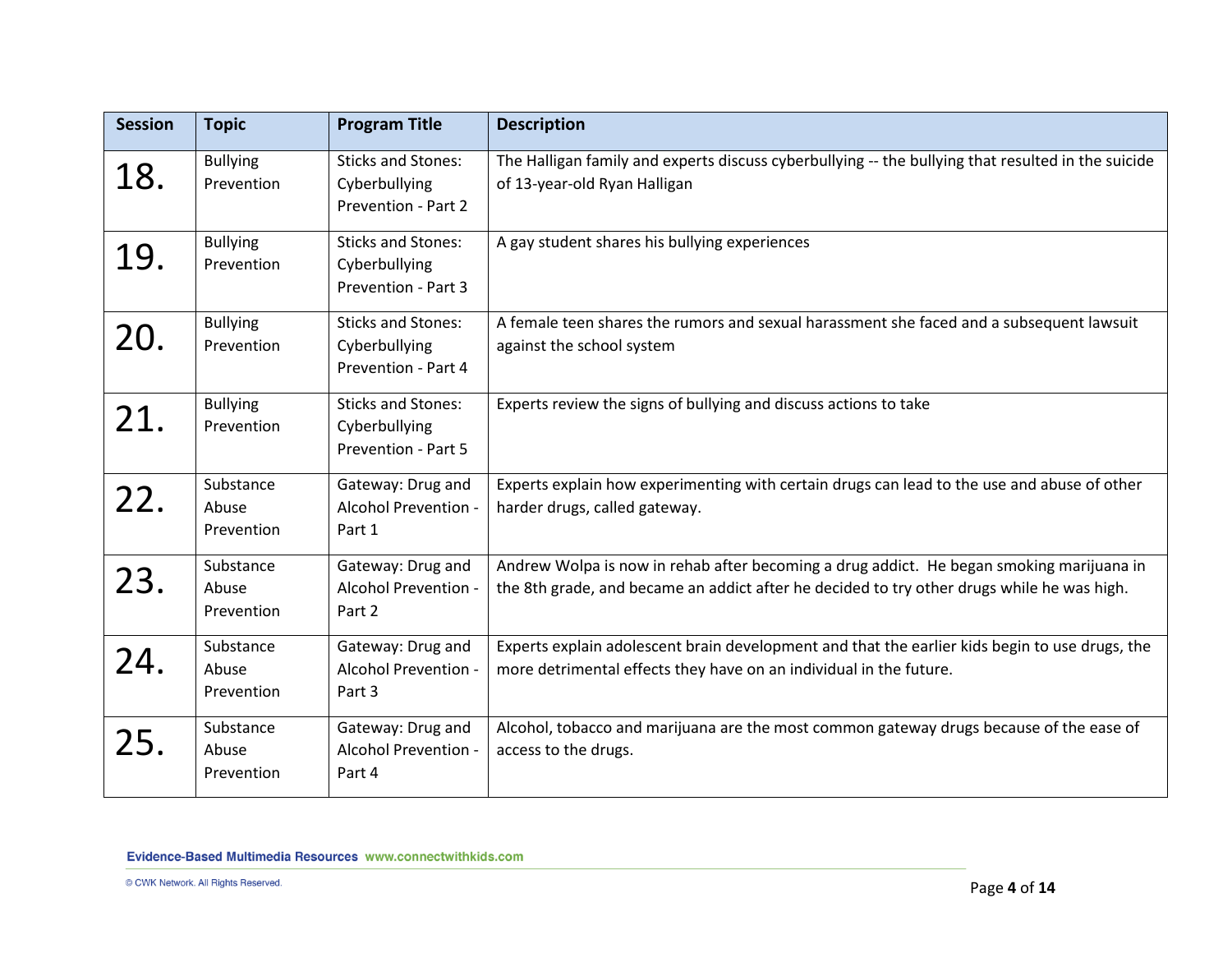| Session | Topic | Program Title | Description |
| --- | --- | --- | --- |
| 18. | Bullying Prevention | Sticks and Stones: Cyberbullying Prevention - Part 2 | The Halligan family and experts discuss cyberbullying -- the bullying that resulted in the suicide of 13-year-old Ryan Halligan |
| 19. | Bullying Prevention | Sticks and Stones: Cyberbullying Prevention - Part 3 | A gay student shares his bullying experiences |
| 20. | Bullying Prevention | Sticks and Stones: Cyberbullying Prevention - Part 4 | A female teen shares the rumors and sexual harassment she faced and a subsequent lawsuit against the school system |
| 21. | Bullying Prevention | Sticks and Stones: Cyberbullying Prevention - Part 5 | Experts review the signs of bullying and discuss actions to take |
| 22. | Substance Abuse Prevention | Gateway: Drug and Alcohol Prevention - Part 1 | Experts explain how experimenting with certain drugs can lead to the use and abuse of other harder drugs, called gateway. |
| 23. | Substance Abuse Prevention | Gateway: Drug and Alcohol Prevention - Part 2 | Andrew Wolpa is now in rehab after becoming a drug addict. He began smoking marijuana in the 8th grade, and became an addict after he decided to try other drugs while he was high. |
| 24. | Substance Abuse Prevention | Gateway: Drug and Alcohol Prevention - Part 3 | Experts explain adolescent brain development and that the earlier kids begin to use drugs, the more detrimental effects they have on an individual in the future. |
| 25. | Substance Abuse Prevention | Gateway: Drug and Alcohol Prevention - Part 4 | Alcohol, tobacco and marijuana are the most common gateway drugs because of the ease of access to the drugs. |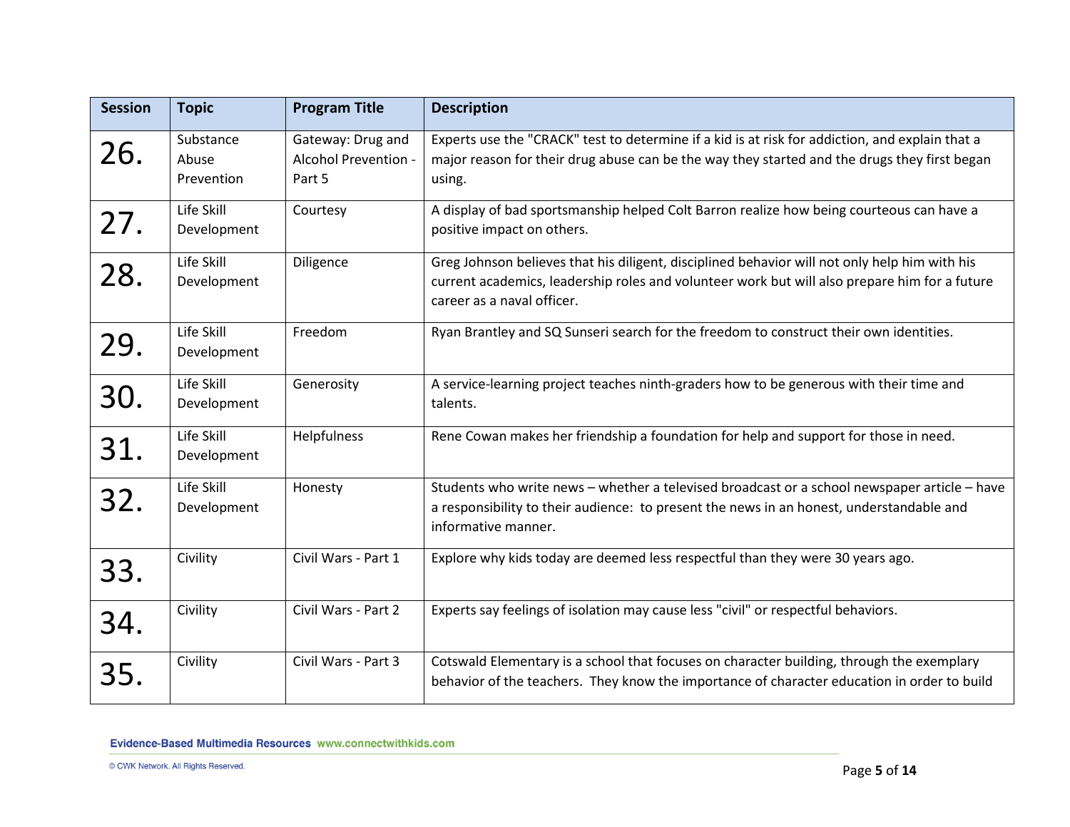| Session | Topic | Program Title | Description |
|---|---|---|---|
| 26. | Substance Abuse Prevention | Gateway: Drug and Alcohol Prevention - Part 5 | Experts use the "CRACK" test to determine if a kid is at risk for addiction, and explain that a major reason for their drug abuse can be the way they started and the drugs they first began using. |
| 27. | Life Skill Development | Courtesy | A display of bad sportsmanship helped Colt Barron realize how being courteous can have a positive impact on others. |
| 28. | Life Skill Development | Diligence | Greg Johnson believes that his diligent, disciplined behavior will not only help him with his current academics, leadership roles and volunteer work but will also prepare him for a future career as a naval officer. |
| 29. | Life Skill Development | Freedom | Ryan Brantley and SQ Sunseri search for the freedom to construct their own identities. |
| 30. | Life Skill Development | Generosity | A service-learning project teaches ninth-graders how to be generous with their time and talents. |
| 31. | Life Skill Development | Helpfulness | Rene Cowan makes her friendship a foundation for help and support for those in need. |
| 32. | Life Skill Development | Honesty | Students who write news – whether a televised broadcast or a school newspaper article – have a responsibility to their audience: to present the news in an honest, understandable and informative manner. |
| 33. | Civility | Civil Wars - Part 1 | Explore why kids today are deemed less respectful than they were 30 years ago. |
| 34. | Civility | Civil Wars - Part 2 | Experts say feelings of isolation may cause less "civil" or respectful behaviors. |
| 35. | Civility | Civil Wars - Part 3 | Cotswald Elementary is a school that focuses on character building, through the exemplary behavior of the teachers. They know the importance of character education in order to build |

Evidence-Based Multimedia Resources www.connectwithkids.com

© CWK Network. All Rights Reserved.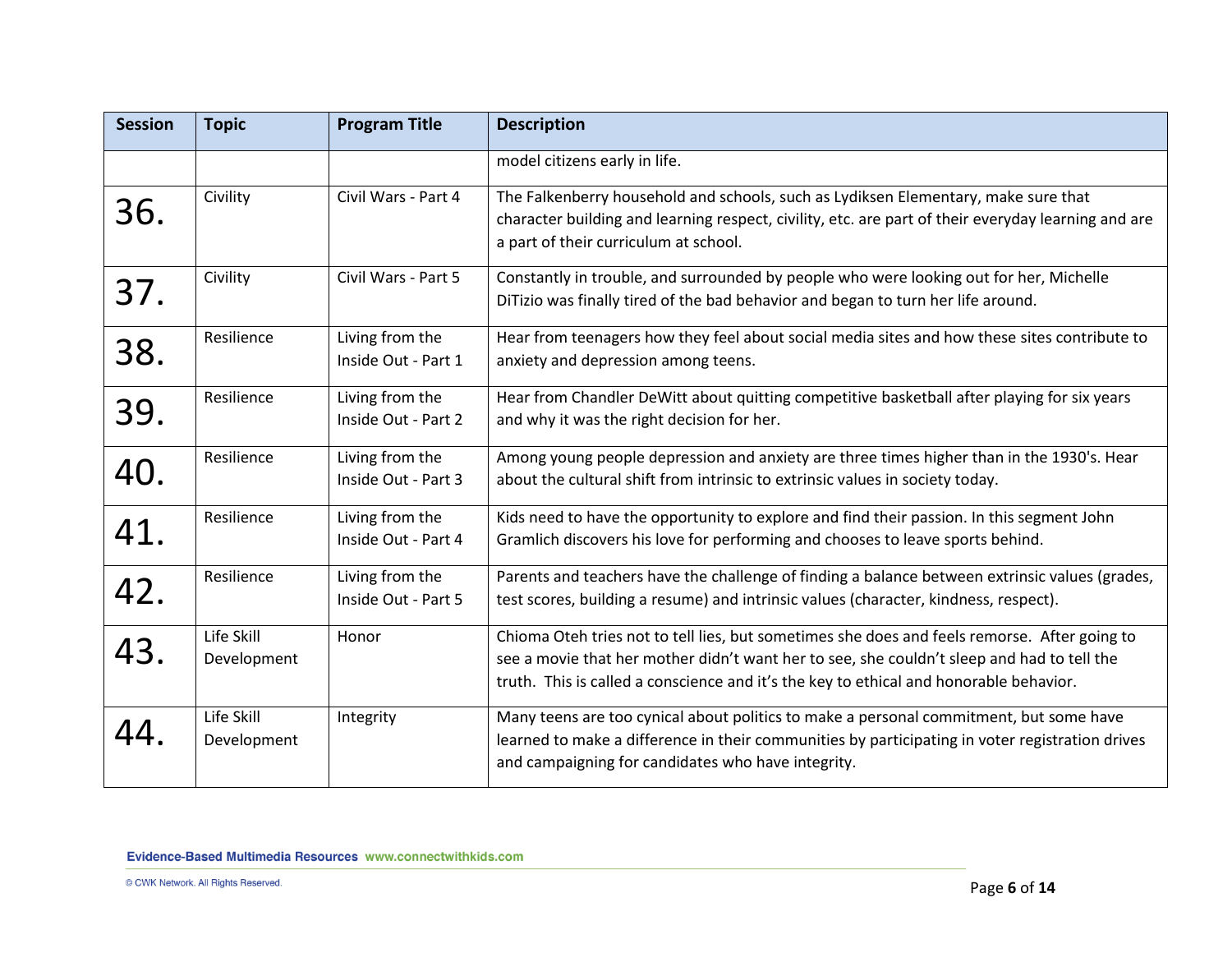| Session | Topic | Program Title | Description |
|---|---|---|---|
| | | | model citizens early in life. |
| 36. | Civility | Civil Wars - Part 4 | The Falkenberry household and schools, such as Lydiksen Elementary, make sure that character building and learning respect, civility, etc. are part of their everyday learning and are a part of their curriculum at school. |
| 37. | Civility | Civil Wars - Part 5 | Constantly in trouble, and surrounded by people who were looking out for her, Michelle DiTizio was finally tired of the bad behavior and began to turn her life around. |
| 38. | Resilience | Living from the Inside Out - Part 1 | Hear from teenagers how they feel about social media sites and how these sites contribute to anxiety and depression among teens. |
| 39. | Resilience | Living from the Inside Out - Part 2 | Hear from Chandler DeWitt about quitting competitive basketball after playing for six years and why it was the right decision for her. |
| 40. | Resilience | Living from the Inside Out - Part 3 | Among young people depression and anxiety are three times higher than in the 1930's. Hear about the cultural shift from intrinsic to extrinsic values in society today. |
| 41. | Resilience | Living from the Inside Out - Part 4 | Kids need to have the opportunity to explore and find their passion. In this segment John Gramlich discovers his love for performing and chooses to leave sports behind. |
| 42. | Resilience | Living from the Inside Out - Part 5 | Parents and teachers have the challenge of finding a balance between extrinsic values (grades, test scores, building a resume) and intrinsic values (character, kindness, respect). |
| 43. | Life Skill Development | Honor | Chioma Oteh tries not to tell lies, but sometimes she does and feels remorse. After going to see a movie that her mother didn't want her to see, she couldn't sleep and had to tell the truth. This is called a conscience and it's the key to ethical and honorable behavior. |
| 44. | Life Skill Development | Integrity | Many teens are too cynical about politics to make a personal commitment, but some have learned to make a difference in their communities by participating in voter registration drives and campaigning for candidates who have integrity. |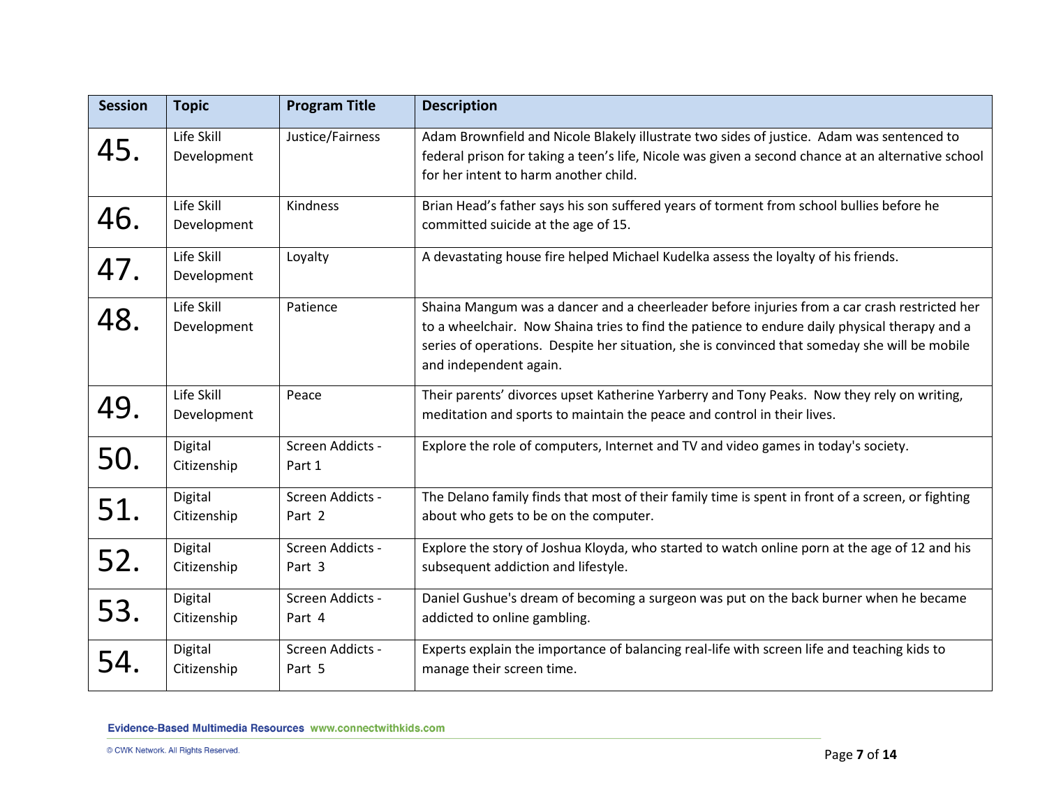| Session | Topic | Program Title | Description |
|---|---|---|---|
| 45. | Life Skill Development | Justice/Fairness | Adam Brownfield and Nicole Blakely illustrate two sides of justice. Adam was sentenced to federal prison for taking a teen's life, Nicole was given a second chance at an alternative school for her intent to harm another child. |
| 46. | Life Skill Development | Kindness | Brian Head's father says his son suffered years of torment from school bullies before he committed suicide at the age of 15. |
| 47. | Life Skill Development | Loyalty | A devastating house fire helped Michael Kudelka assess the loyalty of his friends. |
| 48. | Life Skill Development | Patience | Shaina Mangum was a dancer and a cheerleader before injuries from a car crash restricted her to a wheelchair. Now Shaina tries to find the patience to endure daily physical therapy and a series of operations. Despite her situation, she is convinced that someday she will be mobile and independent again. |
| 49. | Life Skill Development | Peace | Their parents' divorces upset Katherine Yarberry and Tony Peaks. Now they rely on writing, meditation and sports to maintain the peace and control in their lives. |
| 50. | Digital Citizenship | Screen Addicts - Part 1 | Explore the role of computers, Internet and TV and video games in today's society. |
| 51. | Digital Citizenship | Screen Addicts - Part 2 | The Delano family finds that most of their family time is spent in front of a screen, or fighting about who gets to be on the computer. |
| 52. | Digital Citizenship | Screen Addicts - Part 3 | Explore the story of Joshua Kloyda, who started to watch online porn at the age of 12 and his subsequent addiction and lifestyle. |
| 53. | Digital Citizenship | Screen Addicts - Part 4 | Daniel Gushue's dream of becoming a surgeon was put on the back burner when he became addicted to online gambling. |
| 54. | Digital Citizenship | Screen Addicts - Part 5 | Experts explain the importance of balancing real-life with screen life and teaching kids to manage their screen time. |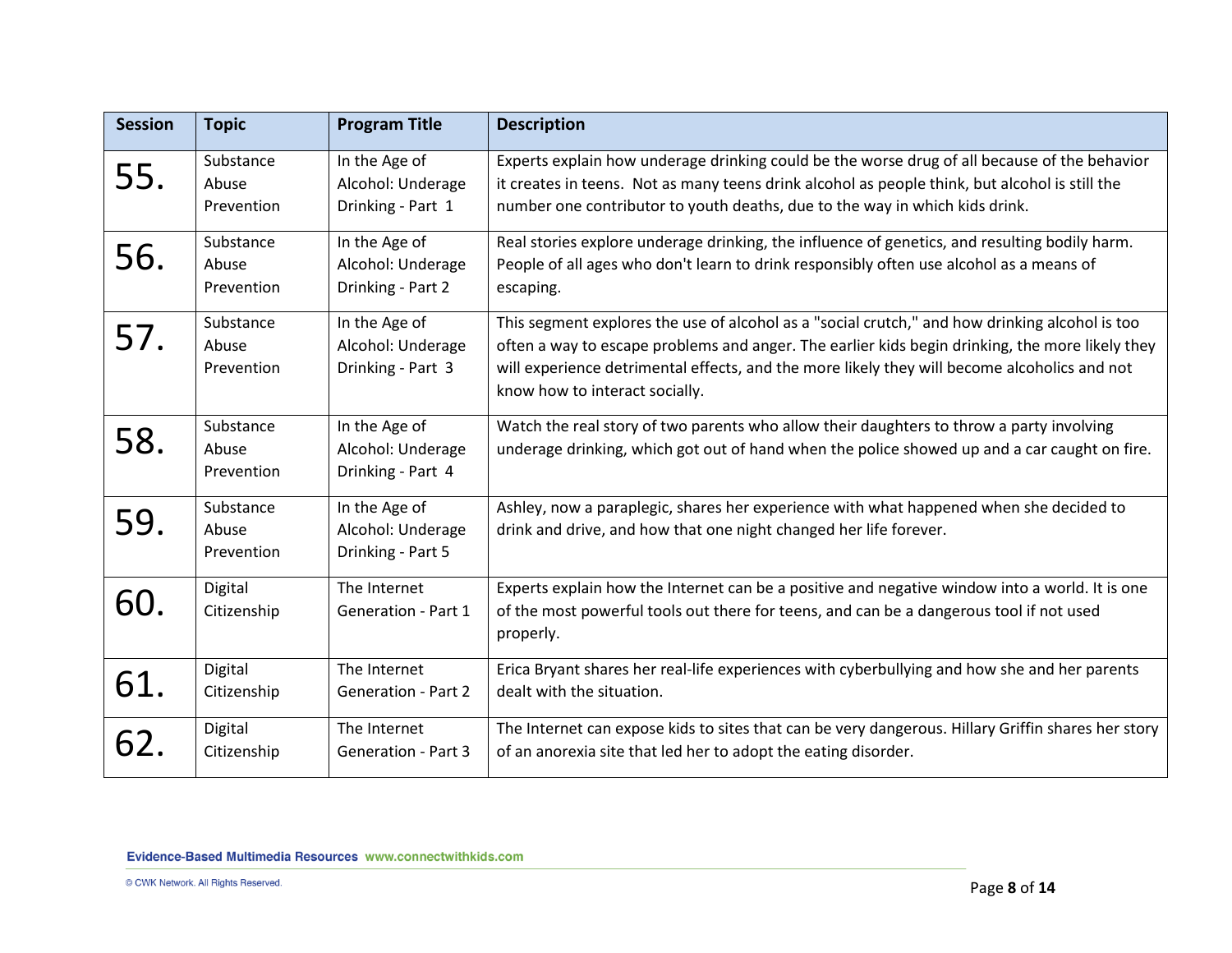| Session | Topic | Program Title | Description |
|---|---|---|---|
| 55. | Substance Abuse Prevention | In the Age of Alcohol: Underage Drinking - Part 1 | Experts explain how underage drinking could be the worse drug of all because of the behavior it creates in teens. Not as many teens drink alcohol as people think, but alcohol is still the number one contributor to youth deaths, due to the way in which kids drink. |
| 56. | Substance Abuse Prevention | In the Age of Alcohol: Underage Drinking - Part 2 | Real stories explore underage drinking, the influence of genetics, and resulting bodily harm. People of all ages who don't learn to drink responsibly often use alcohol as a means of escaping. |
| 57. | Substance Abuse Prevention | In the Age of Alcohol: Underage Drinking - Part 3 | This segment explores the use of alcohol as a "social crutch," and how drinking alcohol is too often a way to escape problems and anger. The earlier kids begin drinking, the more likely they will experience detrimental effects, and the more likely they will become alcoholics and not know how to interact socially. |
| 58. | Substance Abuse Prevention | In the Age of Alcohol: Underage Drinking - Part 4 | Watch the real story of two parents who allow their daughters to throw a party involving underage drinking, which got out of hand when the police showed up and a car caught on fire. |
| 59. | Substance Abuse Prevention | In the Age of Alcohol: Underage Drinking - Part 5 | Ashley, now a paraplegic, shares her experience with what happened when she decided to drink and drive, and how that one night changed her life forever. |
| 60. | Digital Citizenship | The Internet Generation - Part 1 | Experts explain how the Internet can be a positive and negative window into a world. It is one of the most powerful tools out there for teens, and can be a dangerous tool if not used properly. |
| 61. | Digital Citizenship | The Internet Generation - Part 2 | Erica Bryant shares her real-life experiences with cyberbullying and how she and her parents dealt with the situation. |
| 62. | Digital Citizenship | The Internet Generation - Part 3 | The Internet can expose kids to sites that can be very dangerous. Hillary Griffin shares her story of an anorexia site that led her to adopt the eating disorder. |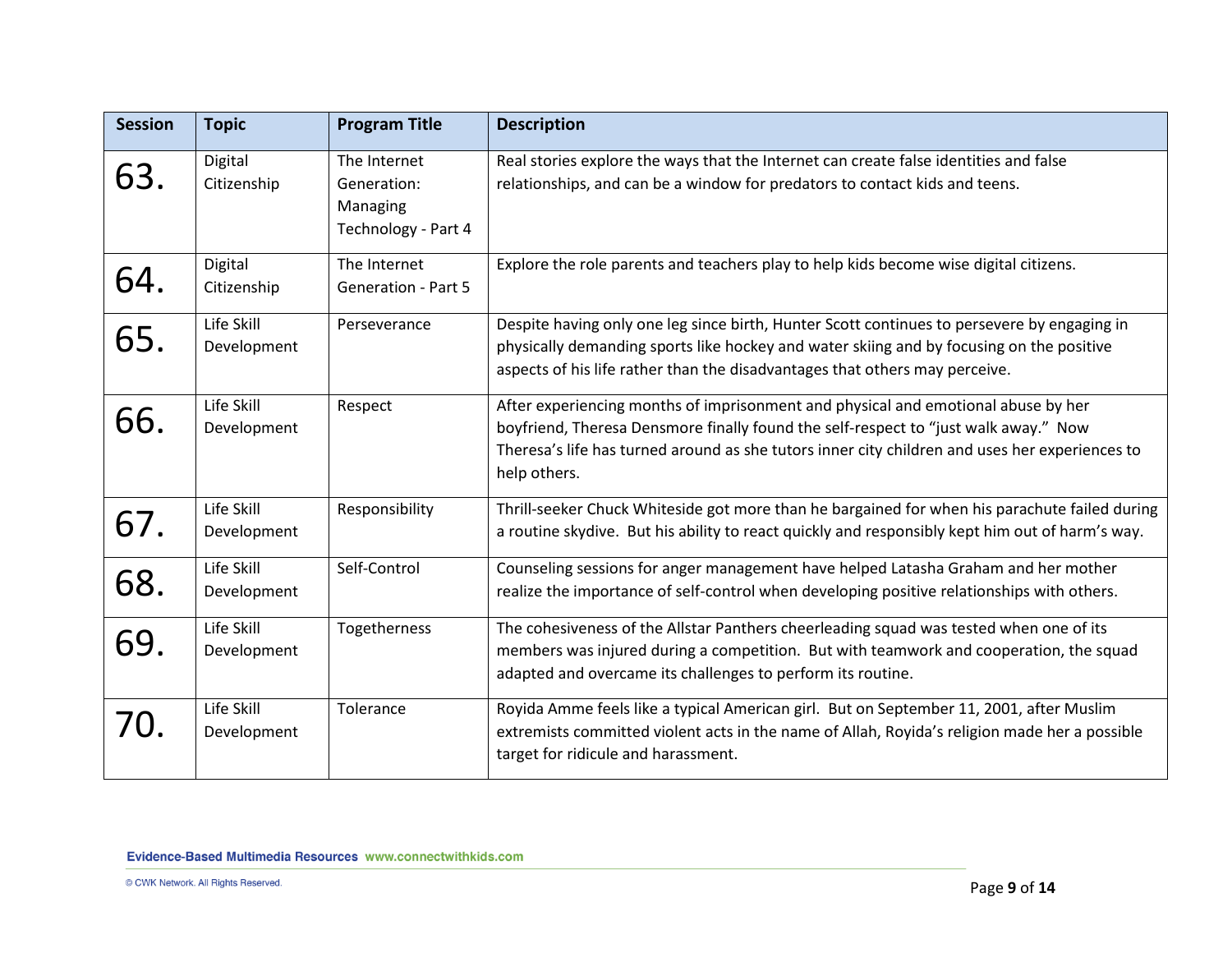| Session | Topic | Program Title | Description |
|---|---|---|---|
| 63. | Digital Citizenship | The Internet Generation: Managing Technology - Part 4 | Real stories explore the ways that the Internet can create false identities and false relationships, and can be a window for predators to contact kids and teens. |
| 64. | Digital Citizenship | The Internet Generation - Part 5 | Explore the role parents and teachers play to help kids become wise digital citizens. |
| 65. | Life Skill Development | Perseverance | Despite having only one leg since birth, Hunter Scott continues to persevere by engaging in physically demanding sports like hockey and water skiing and by focusing on the positive aspects of his life rather than the disadvantages that others may perceive. |
| 66. | Life Skill Development | Respect | After experiencing months of imprisonment and physical and emotional abuse by her boyfriend, Theresa Densmore finally found the self-respect to “just walk away.” Now Theresa’s life has turned around as she tutors inner city children and uses her experiences to help others. |
| 67. | Life Skill Development | Responsibility | Thrill-seeker Chuck Whiteside got more than he bargained for when his parachute failed during a routine skydive. But his ability to react quickly and responsibly kept him out of harm’s way. |
| 68. | Life Skill Development | Self-Control | Counseling sessions for anger management have helped Latasha Graham and her mother realize the importance of self-control when developing positive relationships with others. |
| 69. | Life Skill Development | Togetherness | The cohesiveness of the Allstar Panthers cheerleading squad was tested when one of its members was injured during a competition. But with teamwork and cooperation, the squad adapted and overcame its challenges to perform its routine. |
| 70. | Life Skill Development | Tolerance | Royida Amme feels like a typical American girl. But on September 11, 2001, after Muslim extremists committed violent acts in the name of Allah, Royida’s religion made her a possible target for ridicule and harassment. |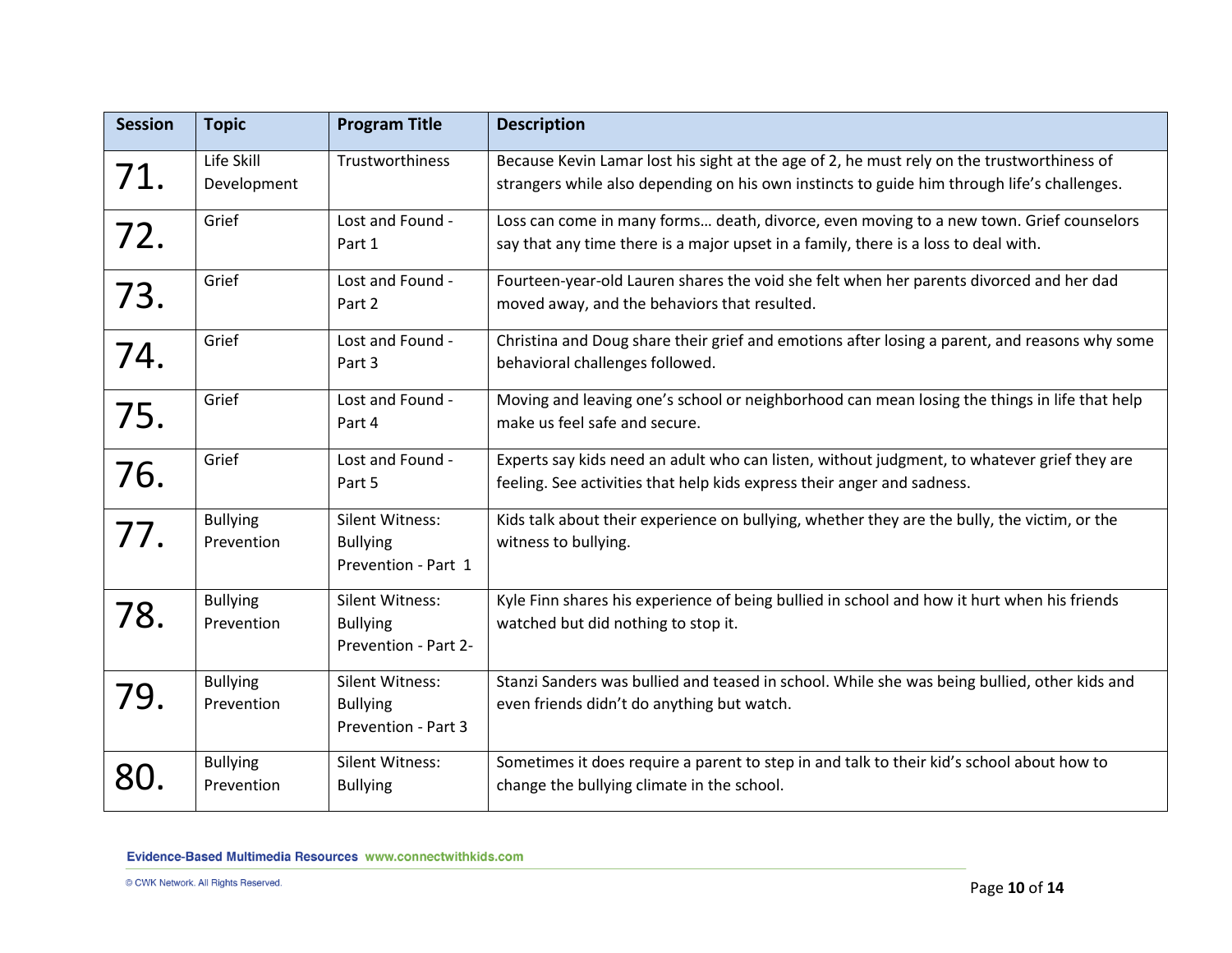| Session | Topic | Program Title | Description |
|---|---|---|---|
| 71. | Life Skill Development | Trustworthiness | Because Kevin Lamar lost his sight at the age of 2, he must rely on the trustworthiness of strangers while also depending on his own instincts to guide him through life's challenges. |
| 72. | Grief | Lost and Found - Part 1 | Loss can come in many forms… death, divorce, even moving to a new town. Grief counselors say that any time there is a major upset in a family, there is a loss to deal with. |
| 73. | Grief | Lost and Found - Part 2 | Fourteen-year-old Lauren shares the void she felt when her parents divorced and her dad moved away, and the behaviors that resulted. |
| 74. | Grief | Lost and Found - Part 3 | Christina and Doug share their grief and emotions after losing a parent, and reasons why some behavioral challenges followed. |
| 75. | Grief | Lost and Found - Part 4 | Moving and leaving one's school or neighborhood can mean losing the things in life that help make us feel safe and secure. |
| 76. | Grief | Lost and Found - Part 5 | Experts say kids need an adult who can listen, without judgment, to whatever grief they are feeling. See activities that help kids express their anger and sadness. |
| 77. | Bullying Prevention | Silent Witness: Bullying Prevention - Part 1 | Kids talk about their experience on bullying, whether they are the bully, the victim, or the witness to bullying. |
| 78. | Bullying Prevention | Silent Witness: Bullying Prevention - Part 2- | Kyle Finn shares his experience of being bullied in school and how it hurt when his friends watched but did nothing to stop it. |
| 79. | Bullying Prevention | Silent Witness: Bullying Prevention - Part 3 | Stanzi Sanders was bullied and teased in school. While she was being bullied, other kids and even friends didn't do anything but watch. |
| 80. | Bullying Prevention | Silent Witness: Bullying | Sometimes it does require a parent to step in and talk to their kid's school about how to change the bullying climate in the school. |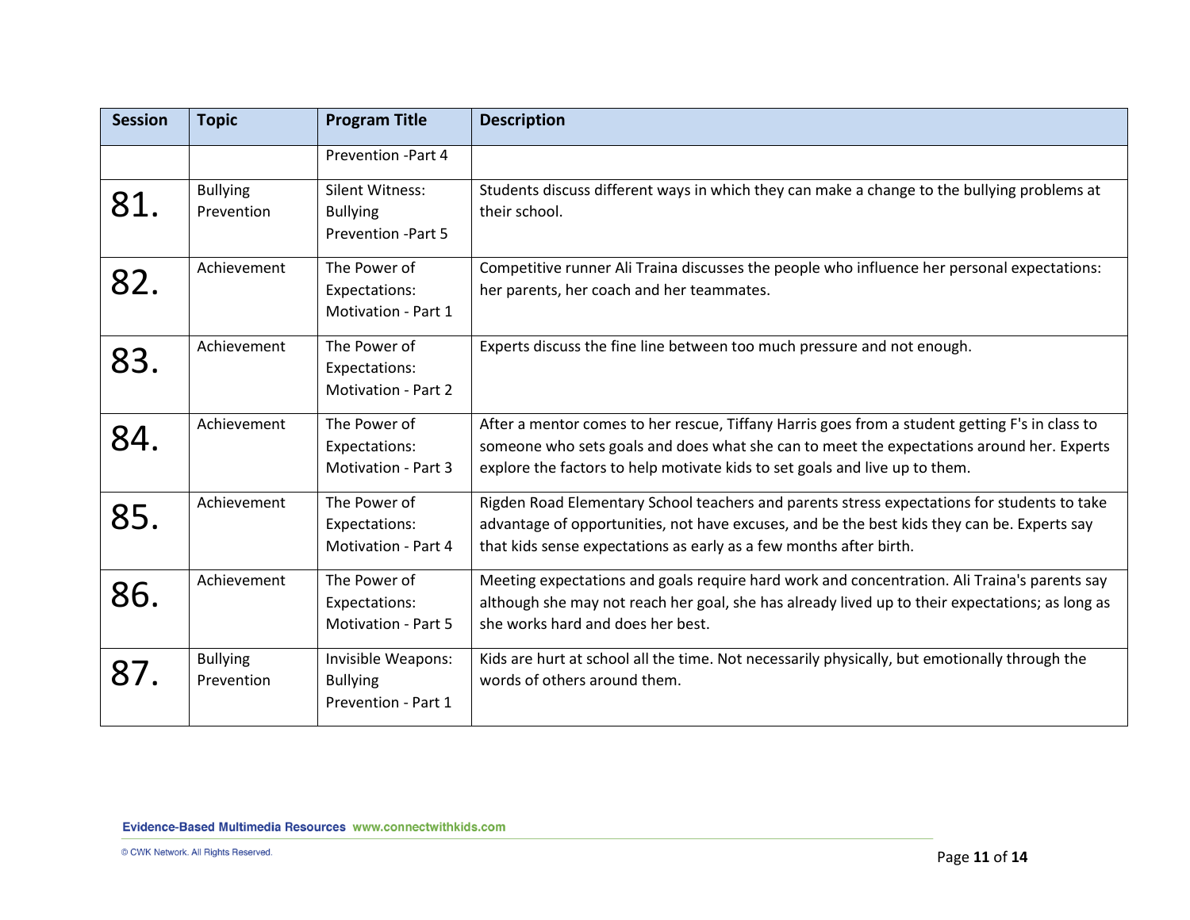| Session | Topic | Program Title | Description |
|---|---|---|---|
| | | Prevention -Part 4 | |
| 81. | Bullying Prevention | Silent Witness: Bullying Prevention -Part 5 | Students discuss different ways in which they can make a change to the bullying problems at their school. |
| 82. | Achievement | The Power of Expectations: Motivation - Part 1 | Competitive runner Ali Traina discusses the people who influence her personal expectations: her parents, her coach and her teammates. |
| 83. | Achievement | The Power of Expectations: Motivation - Part 2 | Experts discuss the fine line between too much pressure and not enough. |
| 84. | Achievement | The Power of Expectations: Motivation - Part 3 | After a mentor comes to her rescue, Tiffany Harris goes from a student getting F's in class to someone who sets goals and does what she can to meet the expectations around her. Experts explore the factors to help motivate kids to set goals and live up to them. |
| 85. | Achievement | The Power of Expectations: Motivation - Part 4 | Rigden Road Elementary School teachers and parents stress expectations for students to take advantage of opportunities, not have excuses, and be the best kids they can be. Experts say that kids sense expectations as early as a few months after birth. |
| 86. | Achievement | The Power of Expectations: Motivation - Part 5 | Meeting expectations and goals require hard work and concentration. Ali Traina's parents say although she may not reach her goal, she has already lived up to their expectations; as long as she works hard and does her best. |
| 87. | Bullying Prevention | Invisible Weapons: Bullying Prevention - Part 1 | Kids are hurt at school all the time. Not necessarily physically, but emotionally through the words of others around them. |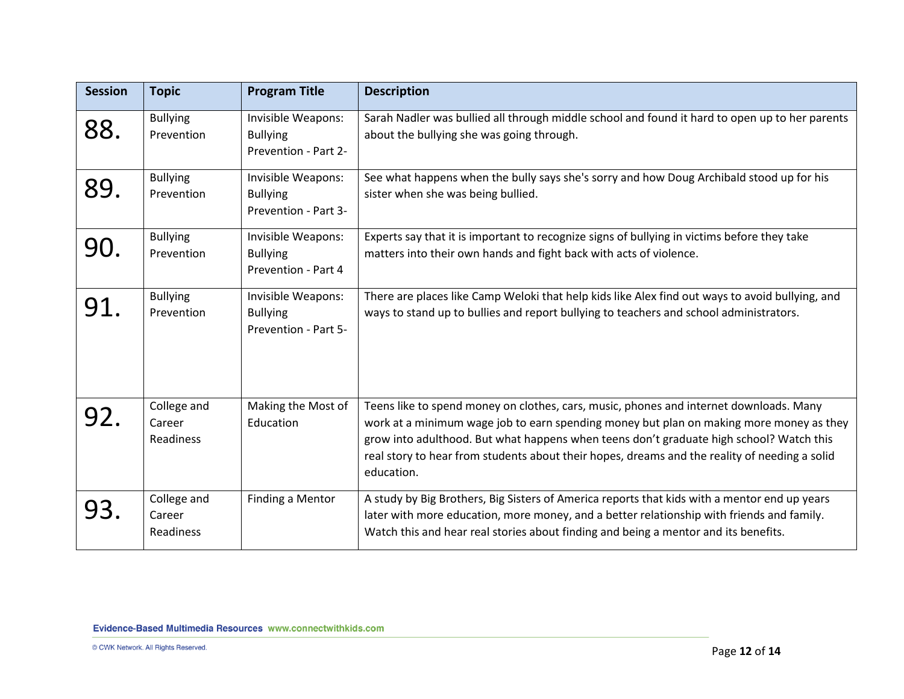| Session | Topic | Program Title | Description |
|---|---|---|---|
| 88. | Bullying Prevention | Invisible Weapons: Bullying Prevention - Part 2- | Sarah Nadler was bullied all through middle school and found it hard to open up to her parents about the bullying she was going through. |
| 89. | Bullying Prevention | Invisible Weapons: Bullying Prevention - Part 3- | See what happens when the bully says she's sorry and how Doug Archibald stood up for his sister when she was being bullied. |
| 90. | Bullying Prevention | Invisible Weapons: Bullying Prevention - Part 4 | Experts say that it is important to recognize signs of bullying in victims before they take matters into their own hands and fight back with acts of violence. |
| 91. | Bullying Prevention | Invisible Weapons: Bullying Prevention - Part 5- | There are places like Camp Weloki that help kids like Alex find out ways to avoid bullying, and ways to stand up to bullies and report bullying to teachers and school administrators. |
| 92. | College and Career Readiness | Making the Most of Education | Teens like to spend money on clothes, cars, music, phones and internet downloads. Many work at a minimum wage job to earn spending money but plan on making more money as they grow into adulthood. But what happens when teens don't graduate high school? Watch this real story to hear from students about their hopes, dreams and the reality of needing a solid education. |
| 93. | College and Career Readiness | Finding a Mentor | A study by Big Brothers, Big Sisters of America reports that kids with a mentor end up years later with more education, more money, and a better relationship with friends and family. Watch this and hear real stories about finding and being a mentor and its benefits. |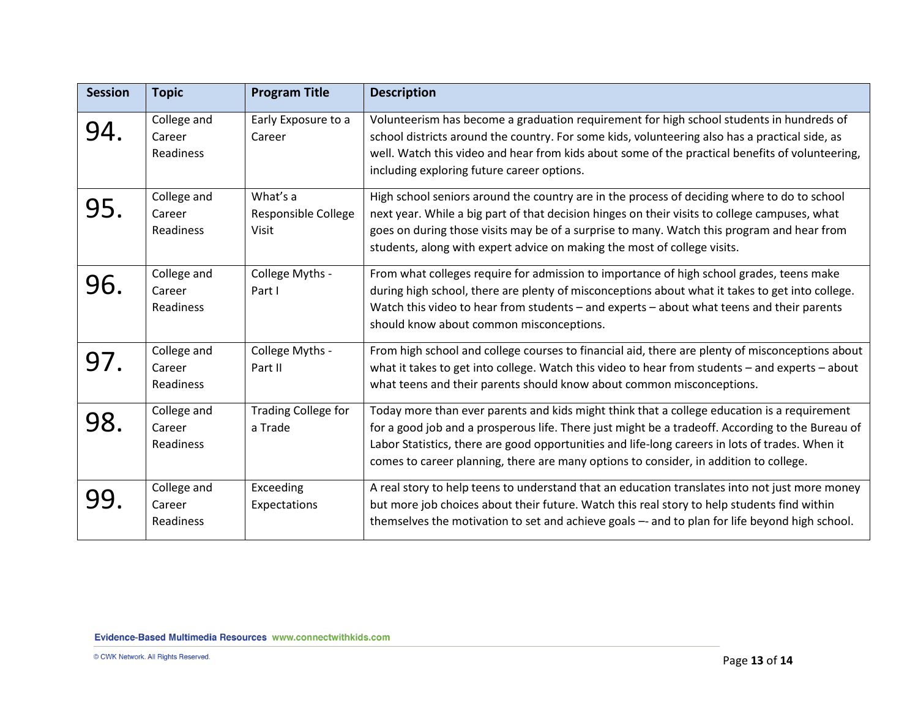| Session | Topic | Program Title | Description |
|---|---|---|---|
| 94. | College and Career Readiness | Early Exposure to a Career | Volunteerism has become a graduation requirement for high school students in hundreds of school districts around the country. For some kids, volunteering also has a practical side, as well. Watch this video and hear from kids about some of the practical benefits of volunteering, including exploring future career options. |
| 95. | College and Career Readiness | What's a Responsible College Visit | High school seniors around the country are in the process of deciding where to do to school next year. While a big part of that decision hinges on their visits to college campuses, what goes on during those visits may be of a surprise to many. Watch this program and hear from students, along with expert advice on making the most of college visits. |
| 96. | College and Career Readiness | College Myths - Part I | From what colleges require for admission to importance of high school grades, teens make during high school, there are plenty of misconceptions about what it takes to get into college. Watch this video to hear from students – and experts – about what teens and their parents should know about common misconceptions. |
| 97. | College and Career Readiness | College Myths - Part II | From high school and college courses to financial aid, there are plenty of misconceptions about what it takes to get into college. Watch this video to hear from students – and experts – about what teens and their parents should know about common misconceptions. |
| 98. | College and Career Readiness | Trading College for a Trade | Today more than ever parents and kids might think that a college education is a requirement for a good job and a prosperous life. There just might be a tradeoff. According to the Bureau of Labor Statistics, there are good opportunities and life-long careers in lots of trades. When it comes to career planning, there are many options to consider, in addition to college. |
| 99. | College and Career Readiness | Exceeding Expectations | A real story to help teens to understand that an education translates into not just more money but more job choices about their future. Watch this real story to help students find within themselves the motivation to set and achieve goals –- and to plan for life beyond high school. |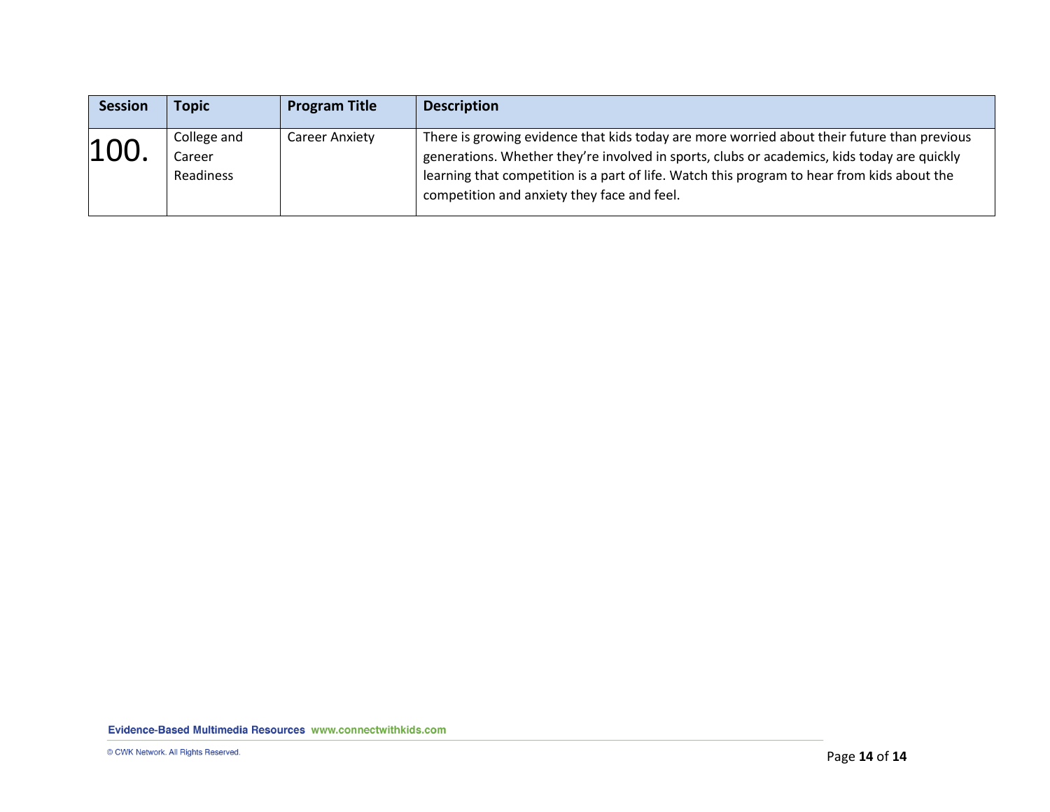| Session | Topic | Program Title | Description |
|---|---|---|---|
| 100. | College and Career Readiness | Career Anxiety | There is growing evidence that kids today are more worried about their future than previous generations. Whether they're involved in sports, clubs or academics, kids today are quickly learning that competition is a part of life. Watch this program to hear from kids about the competition and anxiety they face and feel. |

Evidence-Based Multimedia Resources www.connectwithkids.com

© CWK Network. All Rights Reserved.